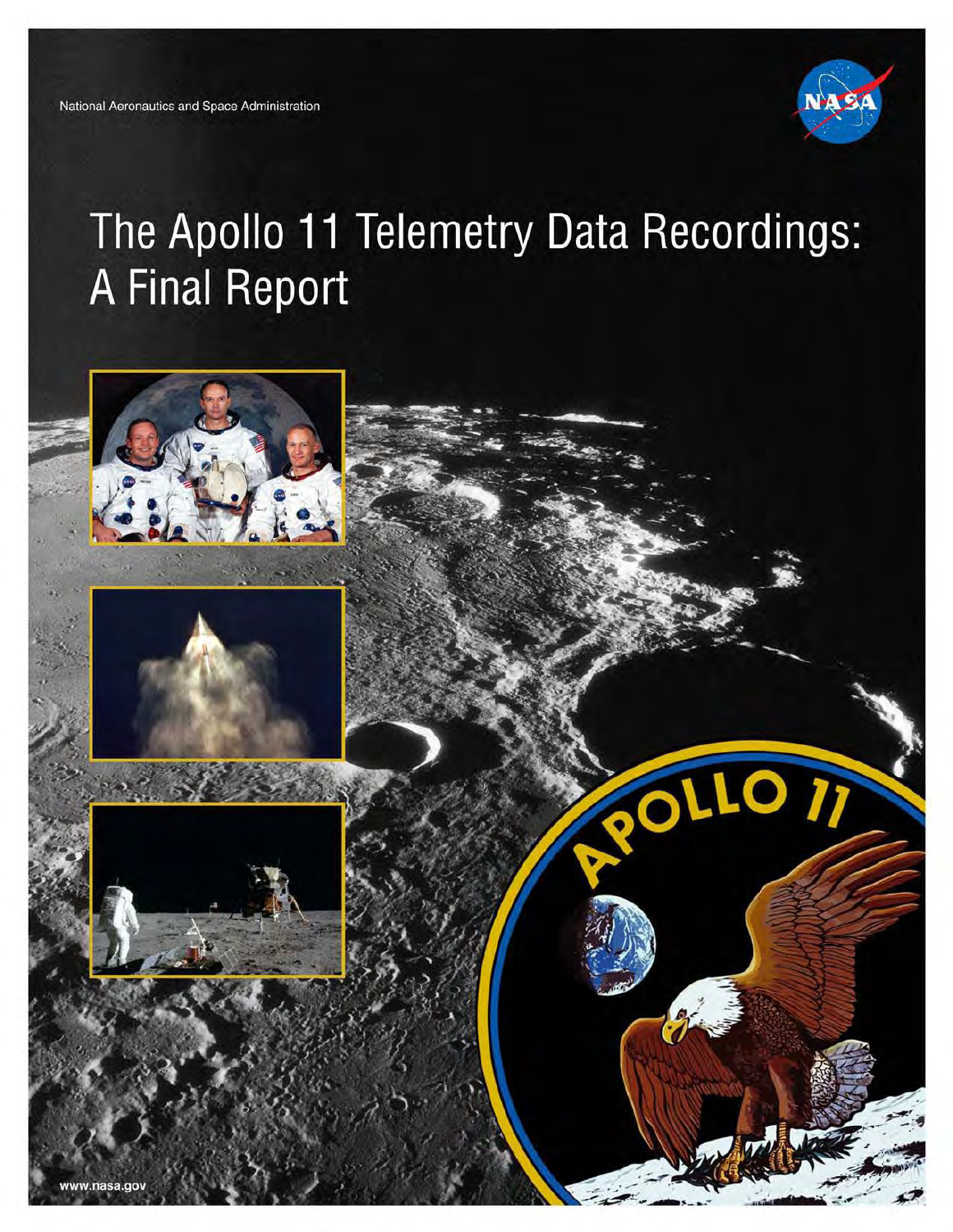National Aeronautics and Space Administration

# The Apollo 11 Telemetry Data Recordings: A Final Report

www.nasa.gov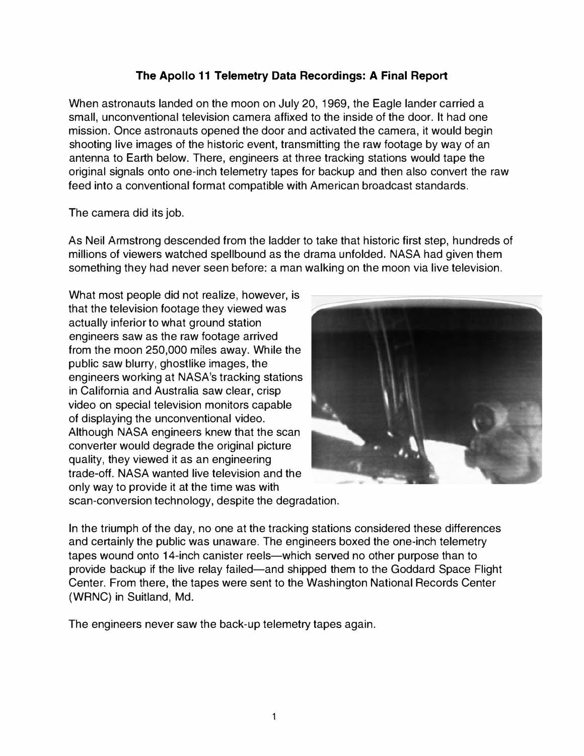# The Apollo 11 Telemetry Data Recordings: A Final Report

When astronauts landed on the moon on July 20, 1969, the Eagle lander carried a small, unconventional television camera affixed to the inside of the door. It had one mission. Once astronauts opened the door and activated the camera, it would begin shooting live images of the historic event, transmitting the raw footage by way of an antenna to Earth below. There, engineers at three tracking stations would tape the original signals onto one-inch telemetry tapes for backup and then also convert the raw feed into a conventional format compatible with American broadcast standards.

The camera did its job.

As Neil Armstrong descended from the ladder to take that historic first step, hundreds of millions of viewers watched spellbound as the drama unfolded. NASA had given them something they had never seen before: a man walking on the moon via live television.

What most people did not realize, however, is that the television footage they viewed was actually inferior to what ground station engineers saw as the raw footage arrived from the moon 250,000 miles away. While the public saw blurry, ghostlike images, the engineers working at NASA's tracking stations in California and Australia saw clear, crisp video on special television monitors capable of displaying the unconventional video. Although NASA engineers knew that the scan converter would degrade the original picture quality, they viewed it as an engineering trade-off. NASA wanted live television and the only way to provide it at the time was with scan-conversion technology, despite the degradation.

In the triumph of the day, no one at the tracking stations considered these differences and certainly the public was unaware. The engineers boxed the one-inch telemetry tapes wound onto 14-inch canister reels—which served no other purpose than to provide backup if the live relay failed—and shipped them to the Goddard Space Flight Center. From there, the tapes were sent to the Washington National Records Center (WRNC) in Suitland, Md.

The engineers never saw the back-up telemetry tapes again.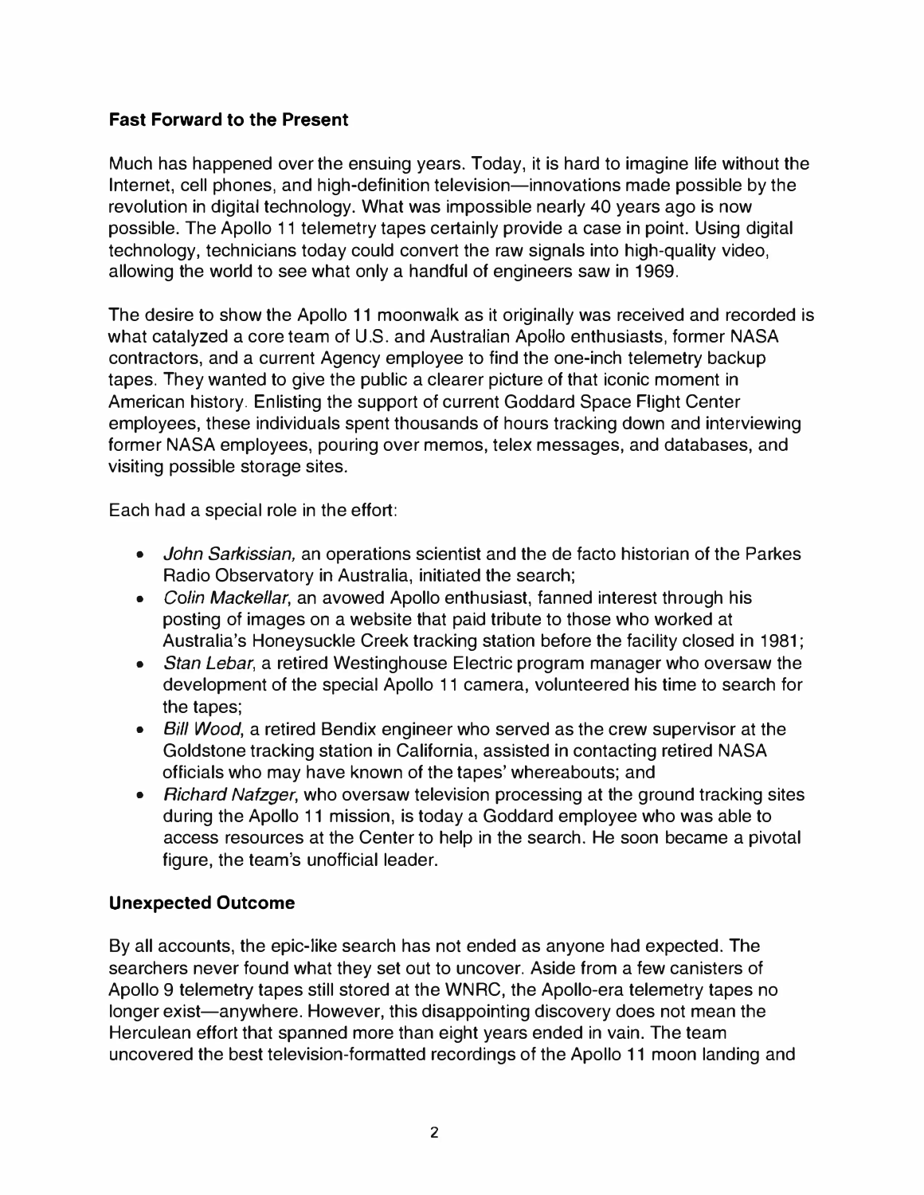## Fast Forward to the Present

Much has happened over the ensuing years. Today, it is hard to imagine life without the Internet, cell phones, and high-definition television—innovations made possible by the revolution in digital technology. What was impossible nearly 40 years ago is now possible. The Apollo 11 telemetry tapes certainly provide a case in point. Using digital technology, technicians today could convert the raw signals into high-quality video, allowing the world to see what only a handful of engineers saw in 1969.

The desire to show the Apollo 11 moonwalk as it originally was received and recorded is what catalyzed a core team of U.S. and Australian Apollo enthusiasts, former NASA contractors, and a current Agency employee to find the one-inch telemetry backup tapes. They wanted to give the public a clearer picture of that iconic moment in American history. Enlisting the support of current Goddard Space Flight Center employees, these individuals spent thousands of hours tracking down and interviewing former NASA employees, pouring over memos, telex messages, and databases, and visiting possible storage sites.

Each had a special role in the effort:

- *John Sarkissian,* an operations scientist and the de facto historian of the Parkes Radio Observatory in Australia, initiated the search;
- *Colin Mackellar*, an avowed Apollo enthusiast, fanned interest through his posting of images on a website that paid tribute to those who worked at Australia's Honeysuckle Creek tracking station before the facility closed in 1981;
- *Stan Lebar*, a retired Westinghouse Electric program manager who oversaw the development of the special Apollo 11 camera, volunteered his time to search for the tapes;
- *Bill Wood*, a retired Bendix engineer who served as the crew supervisor at the Goldstone tracking station in California, assisted in contacting retired NASA officials who may have known of the tapes' whereabouts; and
- *Richard Nafzger*, who oversaw television processing at the ground tracking sites during the Apollo 11 mission, is today a Goddard employee who was able to access resources at the Center to help in the search. He soon became a pivotal figure, the team's unofficial leader.

## Unexpected Outcome

By all accounts, the epic-like search has not ended as anyone had expected. The searchers never found what they set out to uncover. Aside from a few canisters of Apollo 9 telemetry tapes still stored at the WNRC, the Apollo-era telemetry tapes no longer exist—anywhere. However, this disappointing discovery does not mean the Herculean effort that spanned more than eight years ended in vain. The team uncovered the best television-formatted recordings of the Apollo 11 moon landing and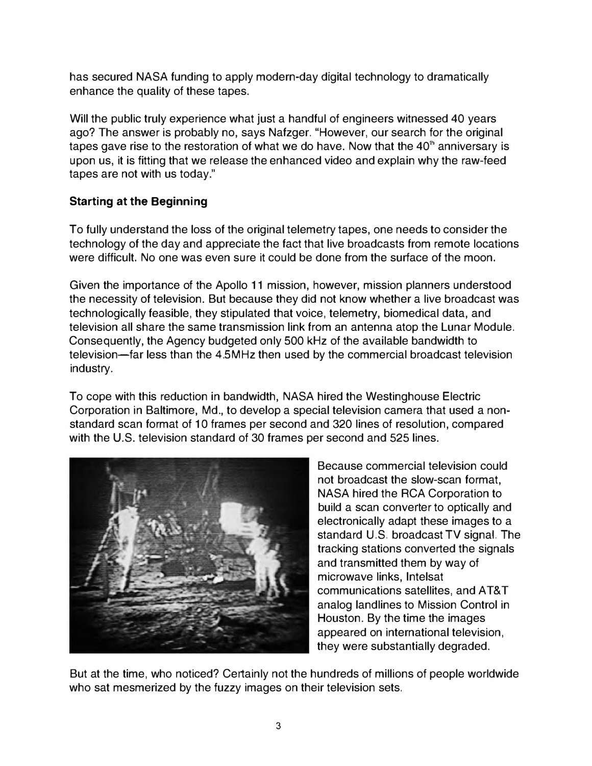has secured NASA funding to apply modern-day digital technology to dramatically enhance the quality of these tapes.

Will the public truly experience what just a handful of engineers witnessed 40 years ago? The answer is probably no, says Nafzger. "However, our search for the original tapes gave rise to the restoration of what we do have. Now that the 40th anniversary is upon us, it is fitting that we release the enhanced video and explain why the raw-feed tapes are not with us today."

## Starting at the Beginning

To fully understand the loss of the original telemetry tapes, one needs to consider the technology of the day and appreciate the fact that live broadcasts from remote locations were difficult. No one was even sure it could be done from the surface of the moon.

Given the importance of the Apollo 11 mission, however, mission planners understood the necessity of television. But because they did not know whether a live broadcast was technologically feasible, they stipulated that voice, telemetry, biomedical data, and television all share the same transmission link from an antenna atop the Lunar Module. Consequently, the Agency budgeted only 500 kHz of the available bandwidth to television—far less than the 4.5MHz then used by the commercial broadcast television industry.

To cope with this reduction in bandwidth, NASA hired the Westinghouse Electric Corporation in Baltimore, Md., to develop a special television camera that used a non-standard scan format of 10 frames per second and 320 lines of resolution, compared with the U.S. television standard of 30 frames per second and 525 lines.

Because commercial television could not broadcast the slow-scan format, NASA hired the RCA Corporation to build a scan converter to optically and electronically adapt these images to a standard U.S. broadcast TV signal. The tracking stations converted the signals and transmitted them by way of microwave links, Intelsat communications satellites, and AT&T analog landlines to Mission Control in Houston. By the time the images appeared on international television, they were substantially degraded.

But at the time, who noticed? Certainly not the hundreds of millions of people worldwide who sat mesmerized by the fuzzy images on their television sets.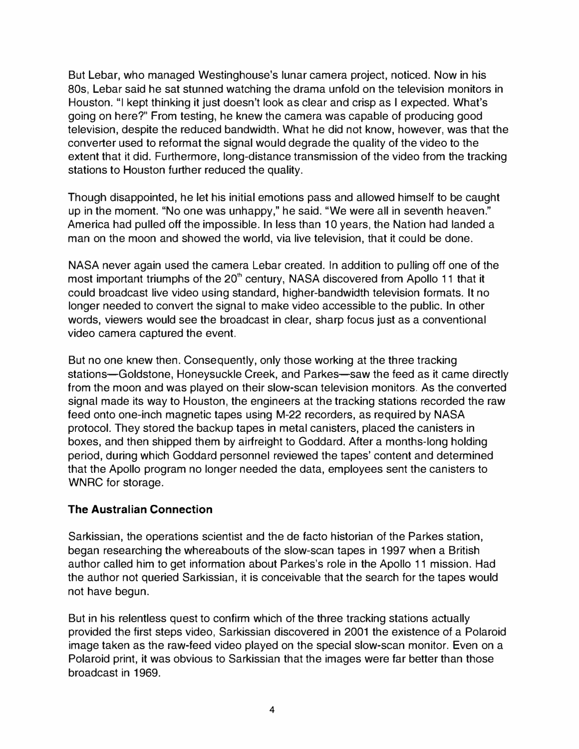But Lebar, who managed Westinghouse's lunar camera project, noticed. Now in his 80s, Lebar said he sat stunned watching the drama unfold on the television monitors in Houston. "I kept thinking it just doesn't look as clear and crisp as I expected. What's going on here?" From testing, he knew the camera was capable of producing good television, despite the reduced bandwidth. What he did not know, however, was that the converter used to reformat the signal would degrade the quality of the video to the extent that it did. Furthermore, long-distance transmission of the video from the tracking stations to Houston further reduced the quality.

Though disappointed, he let his initial emotions pass and allowed himself to be caught up in the moment. "No one was unhappy," he said. "We were all in seventh heaven." America had pulled off the impossible. In less than 10 years, the Nation had landed a man on the moon and showed the world, via live television, that it could be done.

NASA never again used the camera Lebar created. In addition to pulling off one of the most important triumphs of the 20th century, NASA discovered from Apollo 11 that it could broadcast live video using standard, higher-bandwidth television formats. It no longer needed to convert the signal to make video accessible to the public. In other words, viewers would see the broadcast in clear, sharp focus just as a conventional video camera captured the event.

But no one knew then. Consequently, only those working at the three tracking stations—Goldstone, Honeysuckle Creek, and Parkes—saw the feed as it came directly from the moon and was played on their slow-scan television monitors. As the converted signal made its way to Houston, the engineers at the tracking stations recorded the raw feed onto one-inch magnetic tapes using M-22 recorders, as required by NASA protocol. They stored the backup tapes in metal canisters, placed the canisters in boxes, and then shipped them by airfreight to Goddard. After a months-long holding period, during which Goddard personnel reviewed the tapes' content and determined that the Apollo program no longer needed the data, employees sent the canisters to WNRC for storage.

**The Australian Connection**

Sarkissian, the operations scientist and the de facto historian of the Parkes station, began researching the whereabouts of the slow-scan tapes in 1997 when a British author called him to get information about Parkes's role in the Apollo 11 mission. Had the author not queried Sarkissian, it is conceivable that the search for the tapes would not have begun.

But in his relentless quest to confirm which of the three tracking stations actually provided the first steps video, Sarkissian discovered in 2001 the existence of a Polaroid image taken as the raw-feed video played on the special slow-scan monitor. Even on a Polaroid print, it was obvious to Sarkissian that the images were far better than those broadcast in 1969.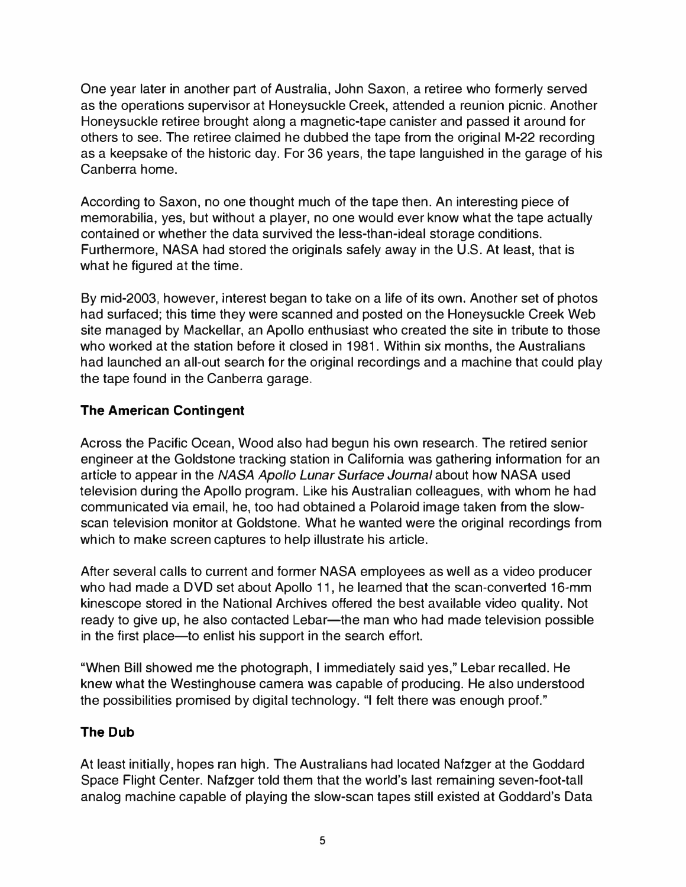One year later in another part of Australia, John Saxon, a retiree who formerly served as the operations supervisor at Honeysuckle Creek, attended a reunion picnic. Another Honeysuckle retiree brought along a magnetic-tape canister and passed it around for others to see. The retiree claimed he dubbed the tape from the original M-22 recording as a keepsake of the historic day. For 36 years, the tape languished in the garage of his Canberra home.

According to Saxon, no one thought much of the tape then. An interesting piece of memorabilia, yes, but without a player, no one would ever know what the tape actually contained or whether the data survived the less-than-ideal storage conditions. Furthermore, NASA had stored the originals safely away in the U.S. At least, that is what he figured at the time.

By mid-2003, however, interest began to take on a life of its own. Another set of photos had surfaced; this time they were scanned and posted on the Honeysuckle Creek Web site managed by Mackellar, an Apollo enthusiast who created the site in tribute to those who worked at the station before it closed in 1981. Within six months, the Australians had launched an all-out search for the original recordings and a machine that could play the tape found in the Canberra garage.

## The American Contingent

Across the Pacific Ocean, Wood also had begun his own research. The retired senior engineer at the Goldstone tracking station in California was gathering information for an article to appear in the *NASA Apollo Lunar Surface Journal* about how NASA used television during the Apollo program. Like his Australian colleagues, with whom he had communicated via email, he, too had obtained a Polaroid image taken from the slow-scan television monitor at Goldstone. What he wanted were the original recordings from which to make screen captures to help illustrate his article.

After several calls to current and former NASA employees as well as a video producer who had made a DVD set about Apollo 11, he learned that the scan-converted 16-mm kinescope stored in the National Archives offered the best available video quality. Not ready to give up, he also contacted Lebar—the man who had made television possible in the first place—to enlist his support in the search effort.

"When Bill showed me the photograph, I immediately said yes," Lebar recalled. He knew what the Westinghouse camera was capable of producing. He also understood the possibilities promised by digital technology. "I felt there was enough proof."

## The Dub

At least initially, hopes ran high. The Australians had located Nafzger at the Goddard Space Flight Center. Nafzger told them that the world's last remaining seven-foot-tall analog machine capable of playing the slow-scan tapes still existed at Goddard's Data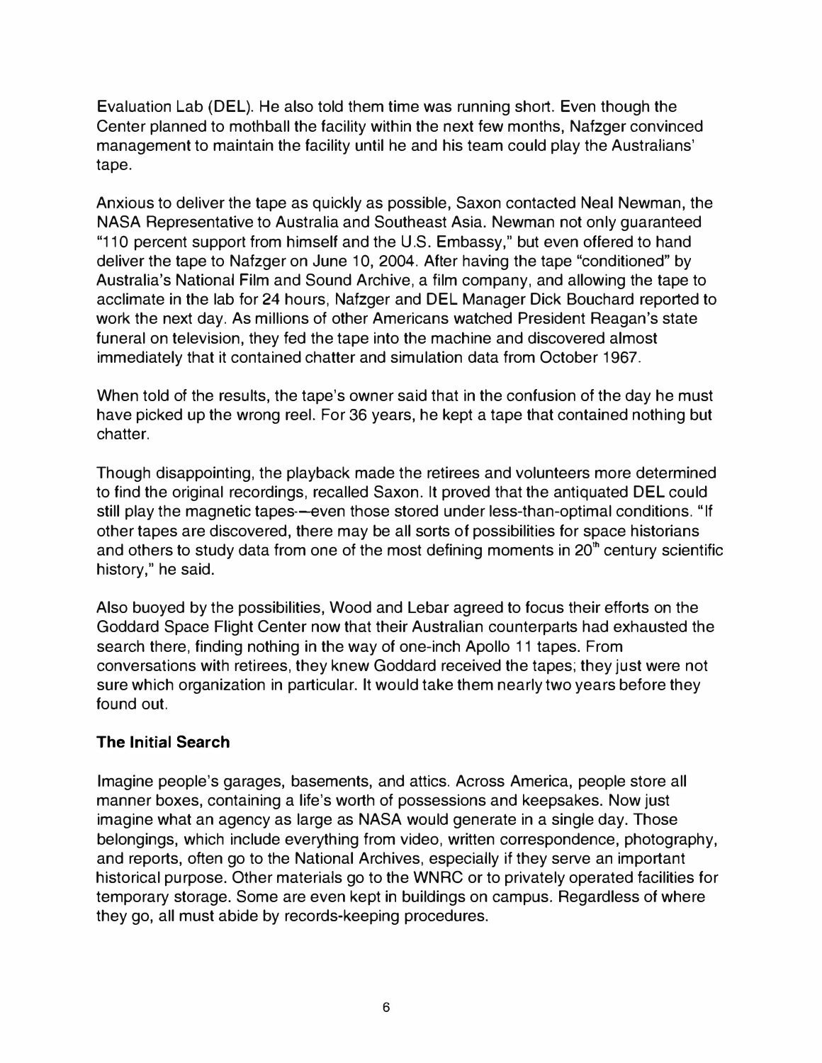Evaluation Lab (DEL). He also told them time was running short. Even though the Center planned to mothball the facility within the next few months, Nafzger convinced management to maintain the facility until he and his team could play the Australians' tape.

Anxious to deliver the tape as quickly as possible, Saxon contacted Neal Newman, the NASA Representative to Australia and Southeast Asia. Newman not only guaranteed "110 percent support from himself and the U.S. Embassy," but even offered to hand deliver the tape to Nafzger on June 10, 2004. After having the tape "conditioned" by Australia's National Film and Sound Archive, a film company, and allowing the tape to acclimate in the lab for 24 hours, Nafzger and DEL Manager Dick Bouchard reported to work the next day. As millions of other Americans watched President Reagan's state funeral on television, they fed the tape into the machine and discovered almost immediately that it contained chatter and simulation data from October 1967.

When told of the results, the tape's owner said that in the confusion of the day he must have picked up the wrong reel. For 36 years, he kept a tape that contained nothing but chatter.

Though disappointing, the playback made the retirees and volunteers more determined to find the original recordings, recalled Saxon. It proved that the antiquated DEL could still play the magnetic tapes—even those stored under less-than-optimal conditions. "If other tapes are discovered, there may be all sorts of possibilities for space historians and others to study data from one of the most defining moments in 20th century scientific history," he said.

Also buoyed by the possibilities, Wood and Lebar agreed to focus their efforts on the Goddard Space Flight Center now that their Australian counterparts had exhausted the search there, finding nothing in the way of one-inch Apollo 11 tapes. From conversations with retirees, they knew Goddard received the tapes; they just were not sure which organization in particular. It would take them nearly two years before they found out.

**The Initial Search**

Imagine people's garages, basements, and attics. Across America, people store all manner boxes, containing a life's worth of possessions and keepsakes. Now just imagine what an agency as large as NASA would generate in a single day. Those belongings, which include everything from video, written correspondence, photography, and reports, often go to the National Archives, especially if they serve an important historical purpose. Other materials go to the WNRC or to privately operated facilities for temporary storage. Some are even kept in buildings on campus. Regardless of where they go, all must abide by records-keeping procedures.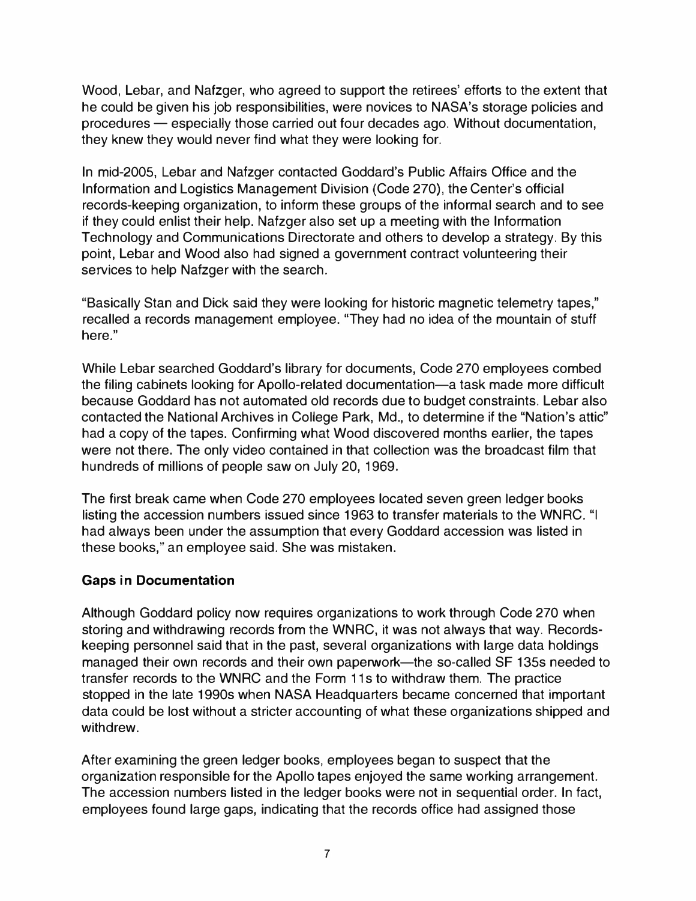Wood, Lebar, and Nafzger, who agreed to support the retirees' efforts to the extent that he could be given his job responsibilities, were novices to NASA's storage policies and procedures — especially those carried out four decades ago. Without documentation, they knew they would never find what they were looking for.

In mid-2005, Lebar and Nafzger contacted Goddard's Public Affairs Office and the Information and Logistics Management Division (Code 270), the Center's official records-keeping organization, to inform these groups of the informal search and to see if they could enlist their help. Nafzger also set up a meeting with the Information Technology and Communications Directorate and others to develop a strategy. By this point, Lebar and Wood also had signed a government contract volunteering their services to help Nafzger with the search.

"Basically Stan and Dick said they were looking for historic magnetic telemetry tapes," recalled a records management employee. "They had no idea of the mountain of stuff here."

While Lebar searched Goddard's library for documents, Code 270 employees combed the filing cabinets looking for Apollo-related documentation—a task made more difficult because Goddard has not automated old records due to budget constraints. Lebar also contacted the National Archives in College Park, Md., to determine if the "Nation's attic" had a copy of the tapes. Confirming what Wood discovered months earlier, the tapes were not there. The only video contained in that collection was the broadcast film that hundreds of millions of people saw on July 20, 1969.

The first break came when Code 270 employees located seven green ledger books listing the accession numbers issued since 1963 to transfer materials to the WNRC. "I had always been under the assumption that every Goddard accession was listed in these books," an employee said. She was mistaken.

## Gaps in Documentation

Although Goddard policy now requires organizations to work through Code 270 when storing and withdrawing records from the WNRC, it was not always that way. Records-keeping personnel said that in the past, several organizations with large data holdings managed their own records and their own paperwork—the so-called SF 135s needed to transfer records to the WNRC and the Form 11s to withdraw them. The practice stopped in the late 1990s when NASA Headquarters became concerned that important data could be lost without a stricter accounting of what these organizations shipped and withdrew.

After examining the green ledger books, employees began to suspect that the organization responsible for the Apollo tapes enjoyed the same working arrangement. The accession numbers listed in the ledger books were not in sequential order. In fact, employees found large gaps, indicating that the records office had assigned those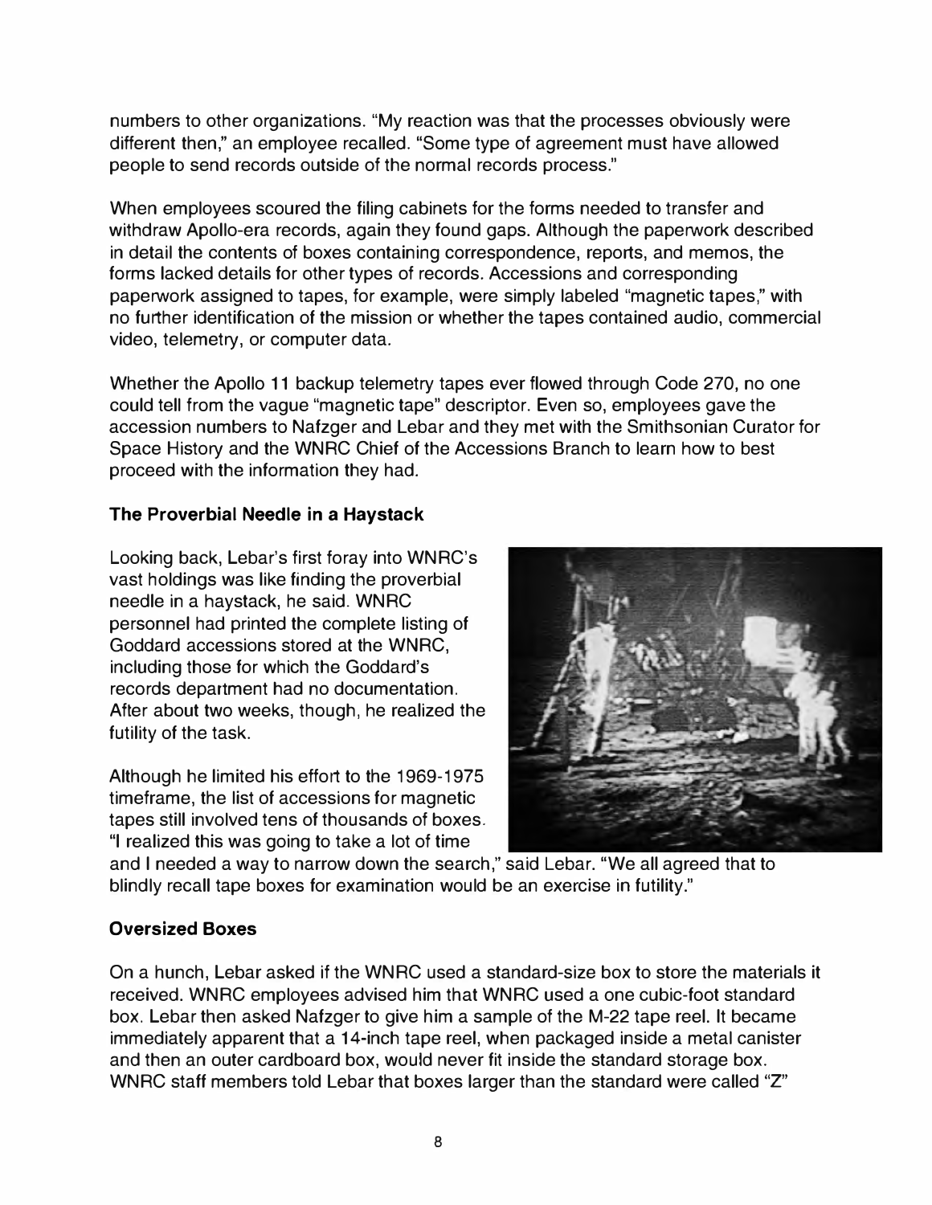numbers to other organizations. "My reaction was that the processes obviously were different then," an employee recalled. "Some type of agreement must have allowed people to send records outside of the normal records process."

When employees scoured the filing cabinets for the forms needed to transfer and withdraw Apollo-era records, again they found gaps. Although the paperwork described in detail the contents of boxes containing correspondence, reports, and memos, the forms lacked details for other types of records. Accessions and corresponding paperwork assigned to tapes, for example, were simply labeled "magnetic tapes," with no further identification of the mission or whether the tapes contained audio, commercial video, telemetry, or computer data.

Whether the Apollo 11 backup telemetry tapes ever flowed through Code 270, no one could tell from the vague "magnetic tape" descriptor. Even so, employees gave the accession numbers to Nafzger and Lebar and they met with the Smithsonian Curator for Space History and the WNRC Chief of the Accessions Branch to learn how to best proceed with the information they had.

**The Proverbial Needle in a Haystack**

Looking back, Lebar's first foray into WNRC's vast holdings was like finding the proverbial needle in a haystack, he said. WNRC personnel had printed the complete listing of Goddard accessions stored at the WNRC, including those for which the Goddard's records department had no documentation. After about two weeks, though, he realized the futility of the task.

Although he limited his effort to the 1969-1975 timeframe, the list of accessions for magnetic tapes still involved tens of thousands of boxes. "I realized this was going to take a lot of time and I needed a way to narrow down the search," said Lebar. "We all agreed that to blindly recall tape boxes for examination would be an exercise in futility."

**Oversized Boxes**

On a hunch, Lebar asked if the WNRC used a standard-size box to store the materials it received. WNRC employees advised him that WNRC used a one cubic-foot standard box. Lebar then asked Nafzger to give him a sample of the M-22 tape reel. It became immediately apparent that a 14-inch tape reel, when packaged inside a metal canister and then an outer cardboard box, would never fit inside the standard storage box. WNRC staff members told Lebar that boxes larger than the standard were called "Z"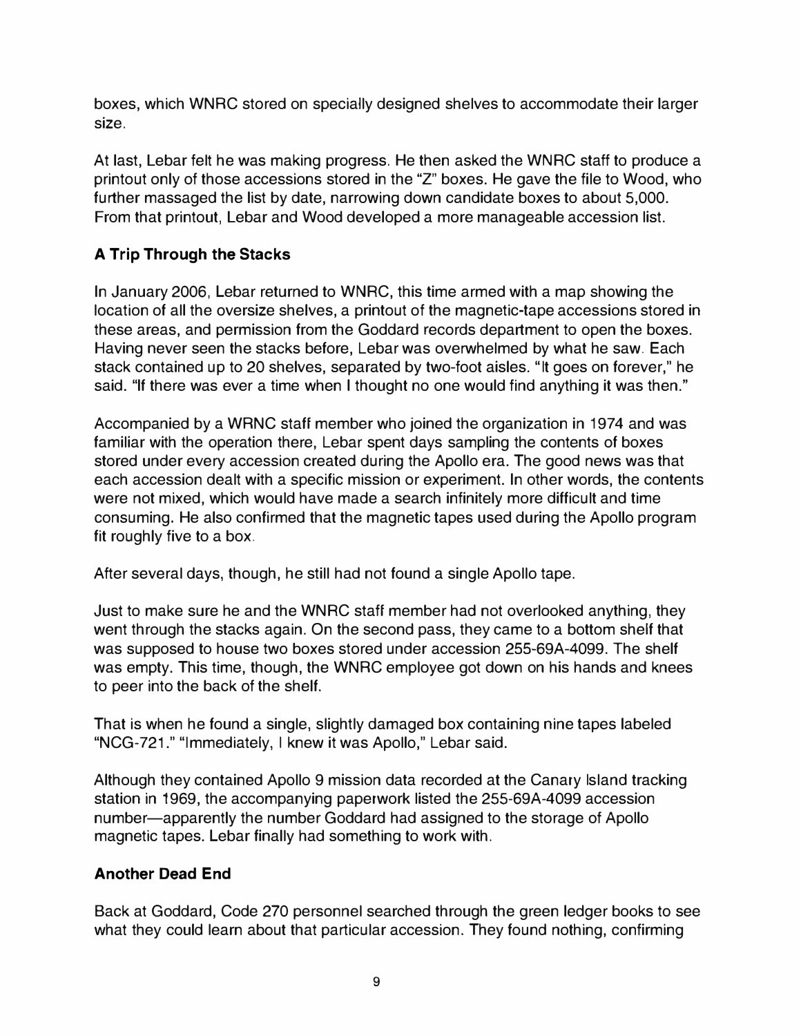boxes, which WNRC stored on specially designed shelves to accommodate their larger size.

At last, Lebar felt he was making progress. He then asked the WNRC staff to produce a printout only of those accessions stored in the "Z" boxes. He gave the file to Wood, who further massaged the list by date, narrowing down candidate boxes to about 5,000. From that printout, Lebar and Wood developed a more manageable accession list.

### A Trip Through the Stacks

In January 2006, Lebar returned to WNRC, this time armed with a map showing the location of all the oversize shelves, a printout of the magnetic-tape accessions stored in these areas, and permission from the Goddard records department to open the boxes. Having never seen the stacks before, Lebar was overwhelmed by what he saw. Each stack contained up to 20 shelves, separated by two-foot aisles. "It goes on forever," he said. "If there was ever a time when I thought no one would find anything it was then."

Accompanied by a WRNC staff member who joined the organization in 1974 and was familiar with the operation there, Lebar spent days sampling the contents of boxes stored under every accession created during the Apollo era. The good news was that each accession dealt with a specific mission or experiment. In other words, the contents were not mixed, which would have made a search infinitely more difficult and time consuming. He also confirmed that the magnetic tapes used during the Apollo program fit roughly five to a box.

After several days, though, he still had not found a single Apollo tape.

Just to make sure he and the WNRC staff member had not overlooked anything, they went through the stacks again. On the second pass, they came to a bottom shelf that was supposed to house two boxes stored under accession 255-69A-4099. The shelf was empty. This time, though, the WNRC employee got down on his hands and knees to peer into the back of the shelf.

That is when he found a single, slightly damaged box containing nine tapes labeled "NCG-721." "Immediately, I knew it was Apollo," Lebar said.

Although they contained Apollo 9 mission data recorded at the Canary Island tracking station in 1969, the accompanying paperwork listed the 255-69A-4099 accession number—apparently the number Goddard had assigned to the storage of Apollo magnetic tapes. Lebar finally had something to work with.

### Another Dead End

Back at Goddard, Code 270 personnel searched through the green ledger books to see what they could learn about that particular accession. They found nothing, confirming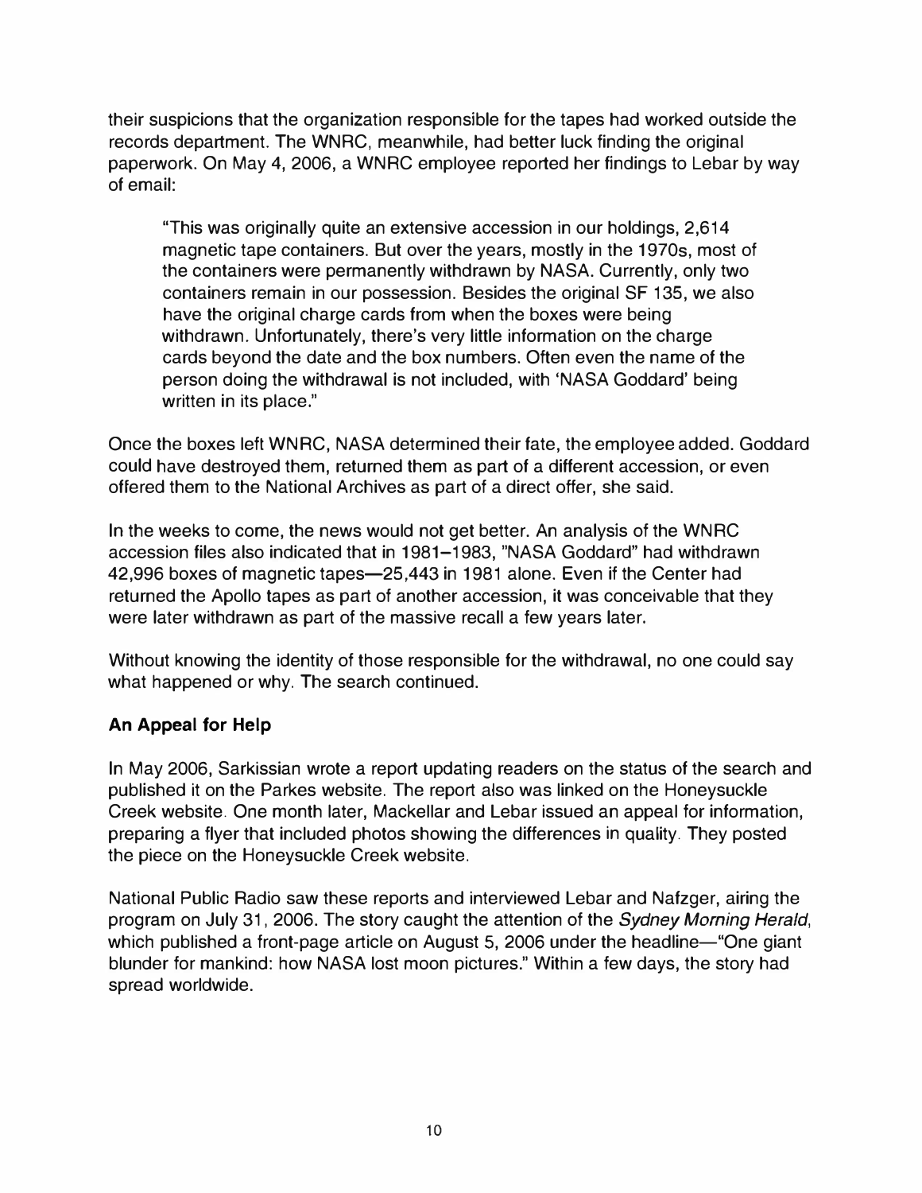their suspicions that the organization responsible for the tapes had worked outside the records department. The WNRC, meanwhile, had better luck finding the original paperwork. On May 4, 2006, a WNRC employee reported her findings to Lebar by way of email:

> "This was originally quite an extensive accession in our holdings, 2,614 magnetic tape containers. But over the years, mostly in the 1970s, most of the containers were permanently withdrawn by NASA. Currently, only two containers remain in our possession. Besides the original SF 135, we also have the original charge cards from when the boxes were being withdrawn. Unfortunately, there's very little information on the charge cards beyond the date and the box numbers. Often even the name of the person doing the withdrawal is not included, with 'NASA Goddard' being written in its place."

Once the boxes left WNRC, NASA determined their fate, the employee added. Goddard could have destroyed them, returned them as part of a different accession, or even offered them to the National Archives as part of a direct offer, she said.

In the weeks to come, the news would not get better. An analysis of the WNRC accession files also indicated that in 1981–1983, "NASA Goddard" had withdrawn 42,996 boxes of magnetic tapes—25,443 in 1981 alone. Even if the Center had returned the Apollo tapes as part of another accession, it was conceivable that they were later withdrawn as part of the massive recall a few years later.

Without knowing the identity of those responsible for the withdrawal, no one could say what happened or why. The search continued.

### An Appeal for Help

In May 2006, Sarkissian wrote a report updating readers on the status of the search and published it on the Parkes website. The report also was linked on the Honeysuckle Creek website. One month later, Mackellar and Lebar issued an appeal for information, preparing a flyer that included photos showing the differences in quality. They posted the piece on the Honeysuckle Creek website.

National Public Radio saw these reports and interviewed Lebar and Nafzger, airing the program on July 31, 2006. The story caught the attention of the *Sydney Morning Herald*, which published a front-page article on August 5, 2006 under the headline—"One giant blunder for mankind: how NASA lost moon pictures." Within a few days, the story had spread worldwide.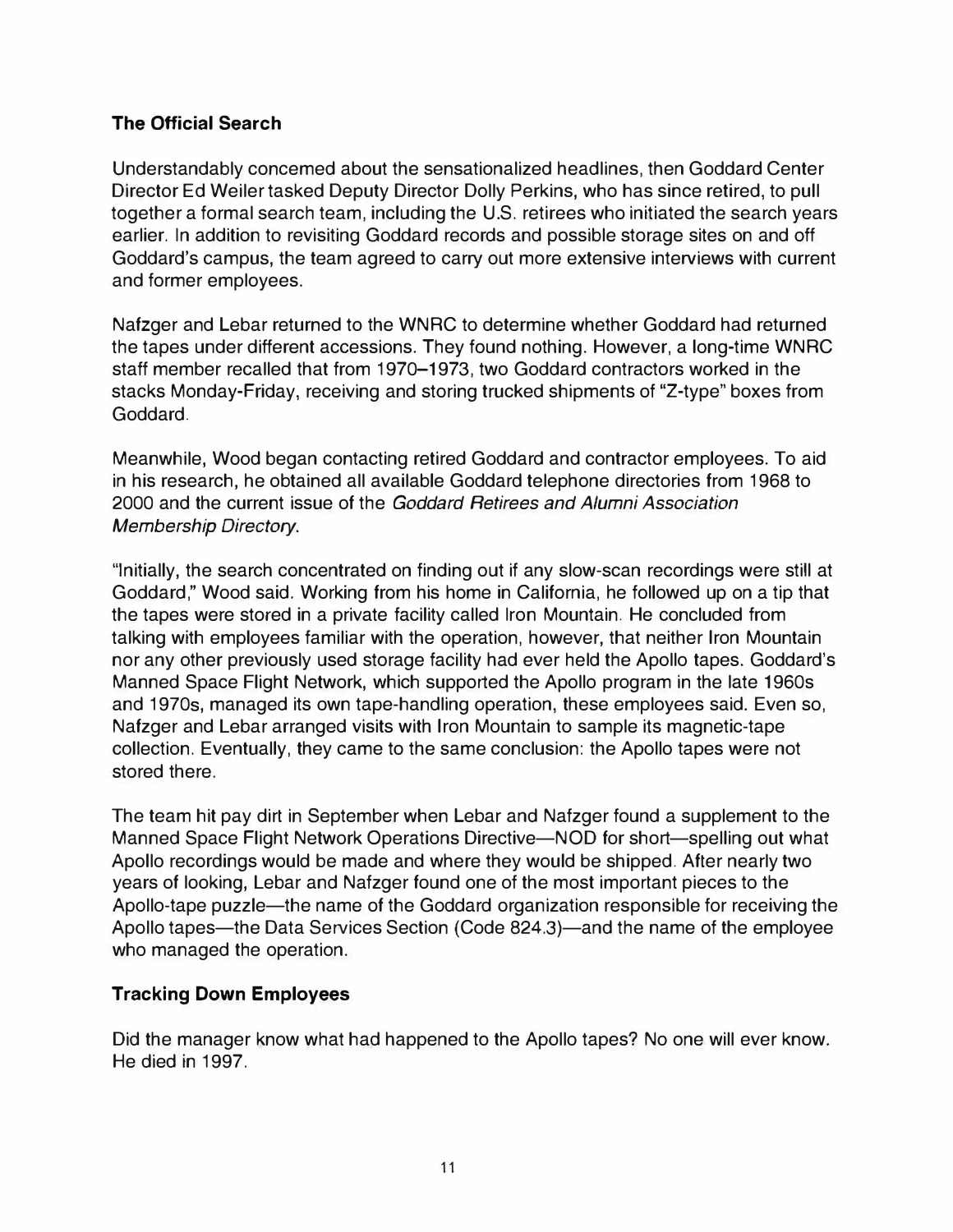## The Official Search

Understandably concerned about the sensationalized headlines, then Goddard Center Director Ed Weiler tasked Deputy Director Dolly Perkins, who has since retired, to pull together a formal search team, including the U.S. retirees who initiated the search years earlier. In addition to revisiting Goddard records and possible storage sites on and off Goddard's campus, the team agreed to carry out more extensive interviews with current and former employees.

Nafzger and Lebar returned to the WNRC to determine whether Goddard had returned the tapes under different accessions. They found nothing. However, a long-time WNRC staff member recalled that from 1970–1973, two Goddard contractors worked in the stacks Monday-Friday, receiving and storing trucked shipments of "Z-type" boxes from Goddard.

Meanwhile, Wood began contacting retired Goddard and contractor employees. To aid in his research, he obtained all available Goddard telephone directories from 1968 to 2000 and the current issue of the *Goddard Retirees and Alumni Association Membership Directory*.

"Initially, the search concentrated on finding out if any slow-scan recordings were still at Goddard," Wood said. Working from his home in California, he followed up on a tip that the tapes were stored in a private facility called Iron Mountain. He concluded from talking with employees familiar with the operation, however, that neither Iron Mountain nor any other previously used storage facility had ever held the Apollo tapes. Goddard's Manned Space Flight Network, which supported the Apollo program in the late 1960s and 1970s, managed its own tape-handling operation, these employees said. Even so, Nafzger and Lebar arranged visits with Iron Mountain to sample its magnetic-tape collection. Eventually, they came to the same conclusion: the Apollo tapes were not stored there.

The team hit pay dirt in September when Lebar and Nafzger found a supplement to the Manned Space Flight Network Operations Directive—NOD for short—spelling out what Apollo recordings would be made and where they would be shipped. After nearly two years of looking, Lebar and Nafzger found one of the most important pieces to the Apollo-tape puzzle—the name of the Goddard organization responsible for receiving the Apollo tapes—the Data Services Section (Code 824.3)—and the name of the employee who managed the operation.

## Tracking Down Employees

Did the manager know what had happened to the Apollo tapes? No one will ever know. He died in 1997.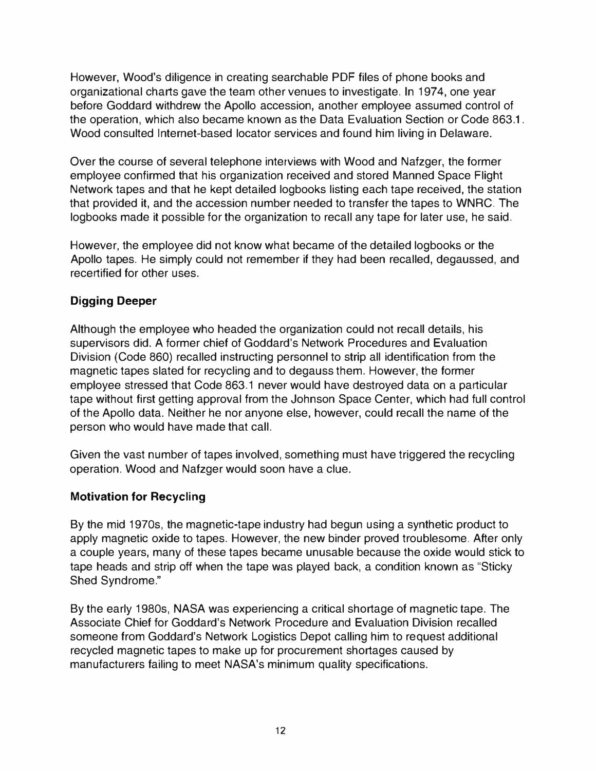However, Wood's diligence in creating searchable PDF files of phone books and organizational charts gave the team other venues to investigate. In 1974, one year before Goddard withdrew the Apollo accession, another employee assumed control of the operation, which also became known as the Data Evaluation Section or Code 863.1. Wood consulted Internet-based locator services and found him living in Delaware.

Over the course of several telephone interviews with Wood and Nafzger, the former employee confirmed that his organization received and stored Manned Space Flight Network tapes and that he kept detailed logbooks listing each tape received, the station that provided it, and the accession number needed to transfer the tapes to WNRC. The logbooks made it possible for the organization to recall any tape for later use, he said.

However, the employee did not know what became of the detailed logbooks or the Apollo tapes. He simply could not remember if they had been recalled, degaussed, and recertified for other uses.

### Digging Deeper

Although the employee who headed the organization could not recall details, his supervisors did. A former chief of Goddard's Network Procedures and Evaluation Division (Code 860) recalled instructing personnel to strip all identification from the magnetic tapes slated for recycling and to degauss them. However, the former employee stressed that Code 863.1 never would have destroyed data on a particular tape without first getting approval from the Johnson Space Center, which had full control of the Apollo data. Neither he nor anyone else, however, could recall the name of the person who would have made that call.

Given the vast number of tapes involved, something must have triggered the recycling operation. Wood and Nafzger would soon have a clue.

### Motivation for Recycling

By the mid 1970s, the magnetic-tape industry had begun using a synthetic product to apply magnetic oxide to tapes. However, the new binder proved troublesome. After only a couple years, many of these tapes became unusable because the oxide would stick to tape heads and strip off when the tape was played back, a condition known as "Sticky Shed Syndrome."

By the early 1980s, NASA was experiencing a critical shortage of magnetic tape. The Associate Chief for Goddard's Network Procedure and Evaluation Division recalled someone from Goddard's Network Logistics Depot calling him to request additional recycled magnetic tapes to make up for procurement shortages caused by manufacturers failing to meet NASA's minimum quality specifications.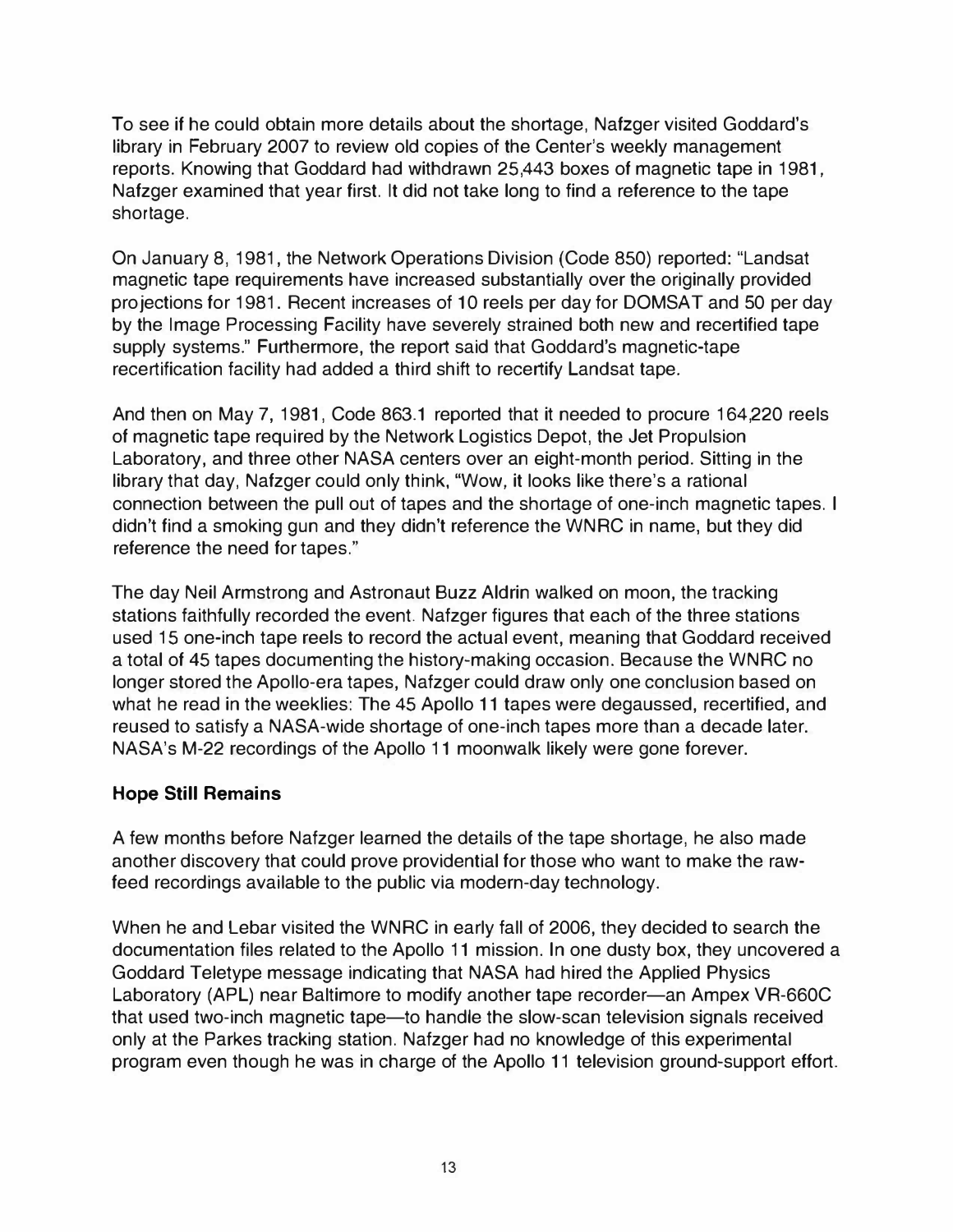To see if he could obtain more details about the shortage, Nafzger visited Goddard's library in February 2007 to review old copies of the Center's weekly management reports. Knowing that Goddard had withdrawn 25,443 boxes of magnetic tape in 1981, Nafzger examined that year first. It did not take long to find a reference to the tape shortage.

On January 8, 1981, the Network Operations Division (Code 850) reported: "Landsat magnetic tape requirements have increased substantially over the originally provided projections for 1981. Recent increases of 10 reels per day for DOMSAT and 50 per day by the Image Processing Facility have severely strained both new and recertified tape supply systems." Furthermore, the report said that Goddard's magnetic-tape recertification facility had added a third shift to recertify Landsat tape.

And then on May 7, 1981, Code 863.1 reported that it needed to procure 164,220 reels of magnetic tape required by the Network Logistics Depot, the Jet Propulsion Laboratory, and three other NASA centers over an eight-month period. Sitting in the library that day, Nafzger could only think, "Wow, it looks like there's a rational connection between the pull out of tapes and the shortage of one-inch magnetic tapes. I didn't find a smoking gun and they didn't reference the WNRC in name, but they did reference the need for tapes."

The day Neil Armstrong and Astronaut Buzz Aldrin walked on moon, the tracking stations faithfully recorded the event. Nafzger figures that each of the three stations used 15 one-inch tape reels to record the actual event, meaning that Goddard received a total of 45 tapes documenting the history-making occasion. Because the WNRC no longer stored the Apollo-era tapes, Nafzger could draw only one conclusion based on what he read in the weeklies: The 45 Apollo 11 tapes were degaussed, recertified, and reused to satisfy a NASA-wide shortage of one-inch tapes more than a decade later. NASA's M-22 recordings of the Apollo 11 moonwalk likely were gone forever.

**Hope Still Remains**

A few months before Nafzger learned the details of the tape shortage, he also made another discovery that could prove providential for those who want to make the raw-feed recordings available to the public via modern-day technology.

When he and Lebar visited the WNRC in early fall of 2006, they decided to search the documentation files related to the Apollo 11 mission. In one dusty box, they uncovered a Goddard Teletype message indicating that NASA had hired the Applied Physics Laboratory (APL) near Baltimore to modify another tape recorder—an Ampex VR-660C that used two-inch magnetic tape—to handle the slow-scan television signals received only at the Parkes tracking station. Nafzger had no knowledge of this experimental program even though he was in charge of the Apollo 11 television ground-support effort.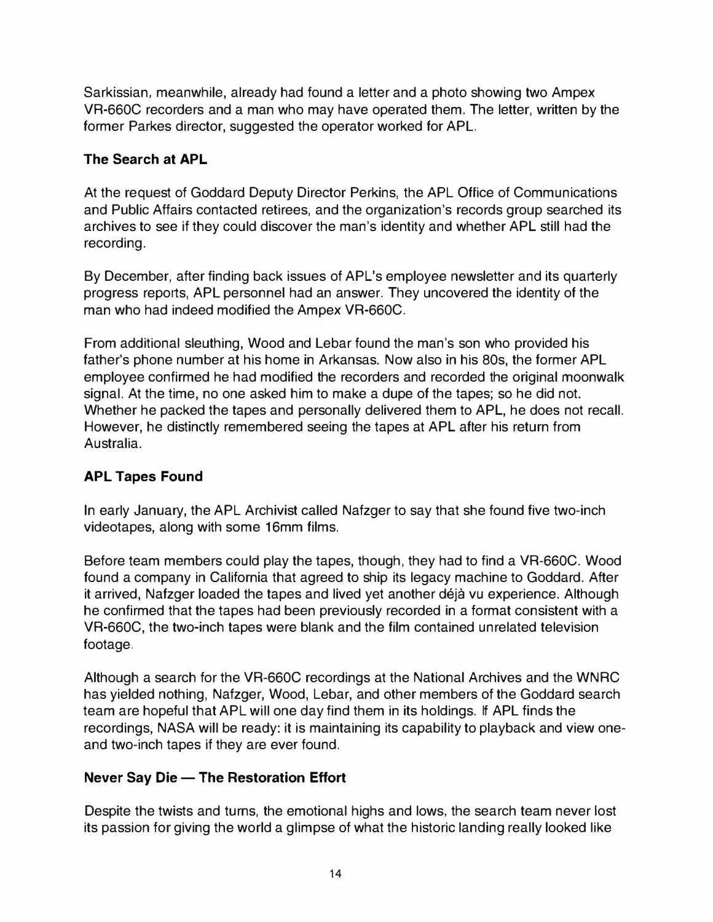Sarkissian, meanwhile, already had found a letter and a photo showing two Ampex VR-660C recorders and a man who may have operated them. The letter, written by the former Parkes director, suggested the operator worked for APL.

### The Search at APL

At the request of Goddard Deputy Director Perkins, the APL Office of Communications and Public Affairs contacted retirees, and the organization's records group searched its archives to see if they could discover the man's identity and whether APL still had the recording.

By December, after finding back issues of APL's employee newsletter and its quarterly progress reports, APL personnel had an answer. They uncovered the identity of the man who had indeed modified the Ampex VR-660C.

From additional sleuthing, Wood and Lebar found the man's son who provided his father's phone number at his home in Arkansas. Now also in his 80s, the former APL employee confirmed he had modified the recorders and recorded the original moonwalk signal. At the time, no one asked him to make a dupe of the tapes; so he did not. Whether he packed the tapes and personally delivered them to APL, he does not recall. However, he distinctly remembered seeing the tapes at APL after his return from Australia.

### APL Tapes Found

In early January, the APL Archivist called Nafzger to say that she found five two-inch videotapes, along with some 16mm films.

Before team members could play the tapes, though, they had to find a VR-660C. Wood found a company in California that agreed to ship its legacy machine to Goddard. After it arrived, Nafzger loaded the tapes and lived yet another déjà vu experience. Although he confirmed that the tapes had been previously recorded in a format consistent with a VR-660C, the two-inch tapes were blank and the film contained unrelated television footage.

Although a search for the VR-660C recordings at the National Archives and the WNRC has yielded nothing, Nafzger, Wood, Lebar, and other members of the Goddard search team are hopeful that APL will one day find them in its holdings. If APL finds the recordings, NASA will be ready: it is maintaining its capability to playback and view one- and two-inch tapes if they are ever found.

### Never Say Die — The Restoration Effort

Despite the twists and turns, the emotional highs and lows, the search team never lost its passion for giving the world a glimpse of what the historic landing really looked like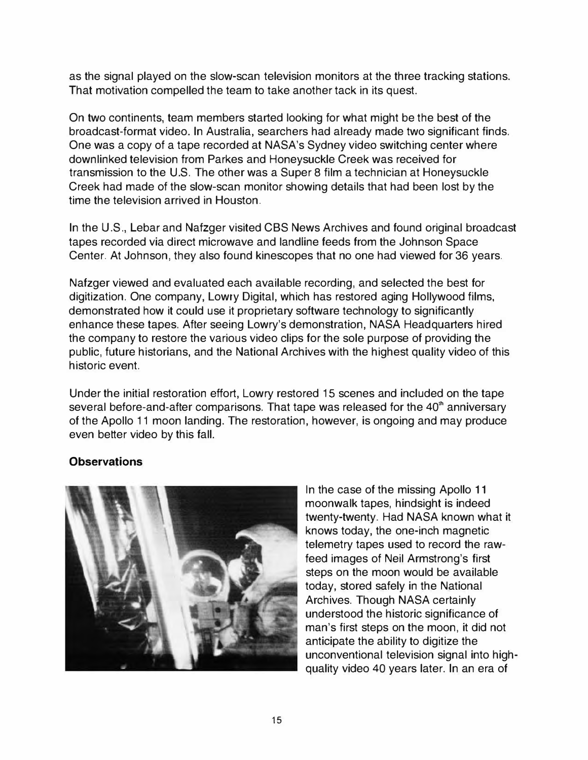as the signal played on the slow-scan television monitors at the three tracking stations. That motivation compelled the team to take another tack in its quest.

On two continents, team members started looking for what might be the best of the broadcast-format video. In Australia, searchers had already made two significant finds. One was a copy of a tape recorded at NASA's Sydney video switching center where downlinked television from Parkes and Honeysuckle Creek was received for transmission to the U.S. The other was a Super 8 film a technician at Honeysuckle Creek had made of the slow-scan monitor showing details that had been lost by the time the television arrived in Houston.

In the U.S., Lebar and Nafzger visited CBS News Archives and found original broadcast tapes recorded via direct microwave and landline feeds from the Johnson Space Center. At Johnson, they also found kinescopes that no one had viewed for 36 years.

Nafzger viewed and evaluated each available recording, and selected the best for digitization. One company, Lowry Digital, which has restored aging Hollywood films, demonstrated how it could use it proprietary software technology to significantly enhance these tapes. After seeing Lowry's demonstration, NASA Headquarters hired the company to restore the various video clips for the sole purpose of providing the public, future historians, and the National Archives with the highest quality video of this historic event.

Under the initial restoration effort, Lowry restored 15 scenes and included on the tape several before-and-after comparisons. That tape was released for the 40th anniversary of the Apollo 11 moon landing. The restoration, however, is ongoing and may produce even better video by this fall.

**Observations**

In the case of the missing Apollo 11 moonwalk tapes, hindsight is indeed twenty-twenty. Had NASA known what it knows today, the one-inch magnetic telemetry tapes used to record the raw-feed images of Neil Armstrong's first steps on the moon would be available today, stored safely in the National Archives. Though NASA certainly understood the historic significance of man's first steps on the moon, it did not anticipate the ability to digitize the unconventional television signal into high-quality video 40 years later. In an era of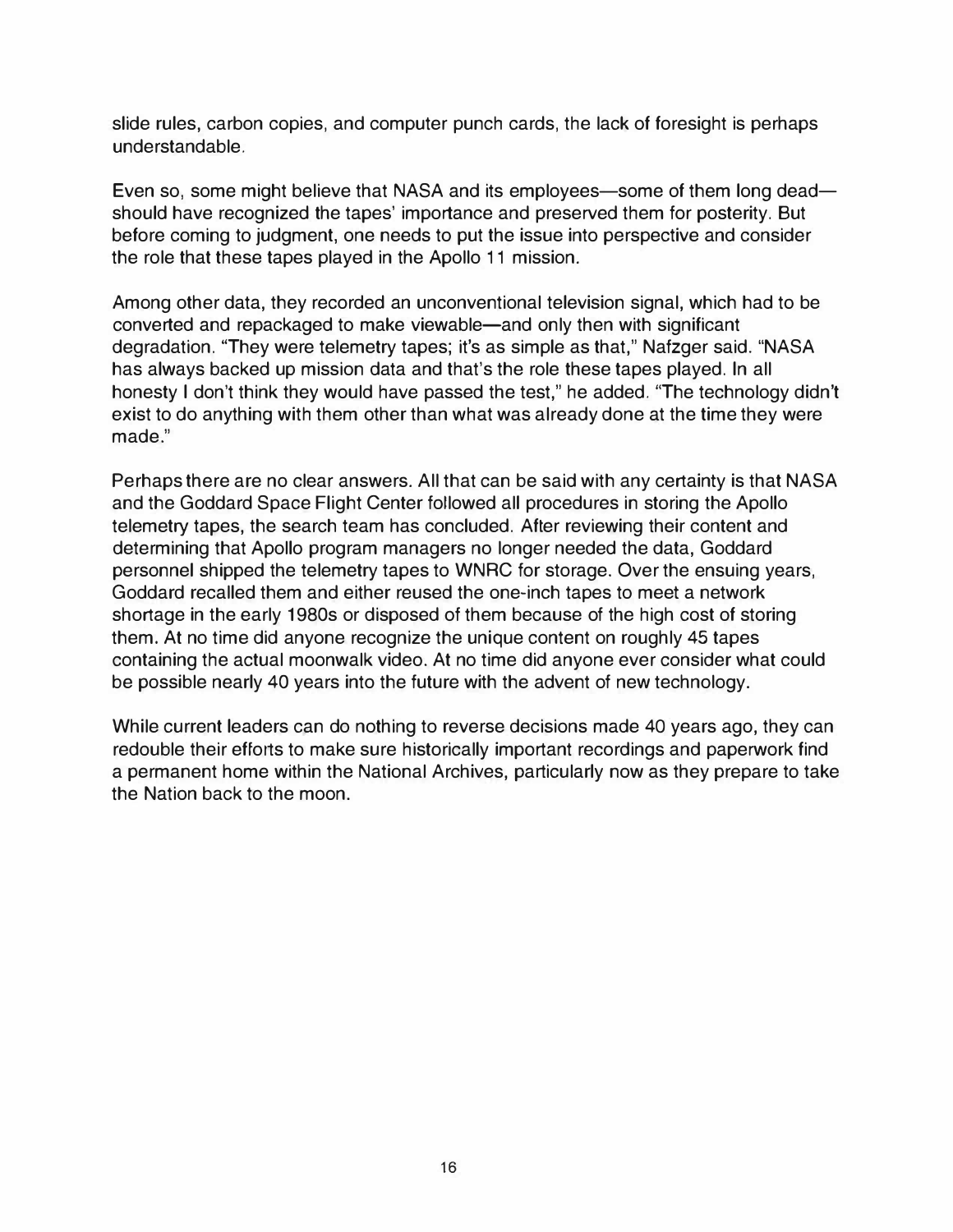slide rules, carbon copies, and computer punch cards, the lack of foresight is perhaps understandable.

Even so, some might believe that NASA and its employees—some of them long dead—should have recognized the tapes' importance and preserved them for posterity. But before coming to judgment, one needs to put the issue into perspective and consider the role that these tapes played in the Apollo 11 mission.

Among other data, they recorded an unconventional television signal, which had to be converted and repackaged to make viewable—and only then with significant degradation. "They were telemetry tapes; it's as simple as that," Nafzger said. "NASA has always backed up mission data and that's the role these tapes played. In all honesty I don't think they would have passed the test," he added. "The technology didn't exist to do anything with them other than what was already done at the time they were made."

Perhaps there are no clear answers. All that can be said with any certainty is that NASA and the Goddard Space Flight Center followed all procedures in storing the Apollo telemetry tapes, the search team has concluded. After reviewing their content and determining that Apollo program managers no longer needed the data, Goddard personnel shipped the telemetry tapes to WNRC for storage. Over the ensuing years, Goddard recalled them and either reused the one-inch tapes to meet a network shortage in the early 1980s or disposed of them because of the high cost of storing them. At no time did anyone recognize the unique content on roughly 45 tapes containing the actual moonwalk video. At no time did anyone ever consider what could be possible nearly 40 years into the future with the advent of new technology.

While current leaders can do nothing to reverse decisions made 40 years ago, they can redouble their efforts to make sure historically important recordings and paperwork find a permanent home within the National Archives, particularly now as they prepare to take the Nation back to the moon.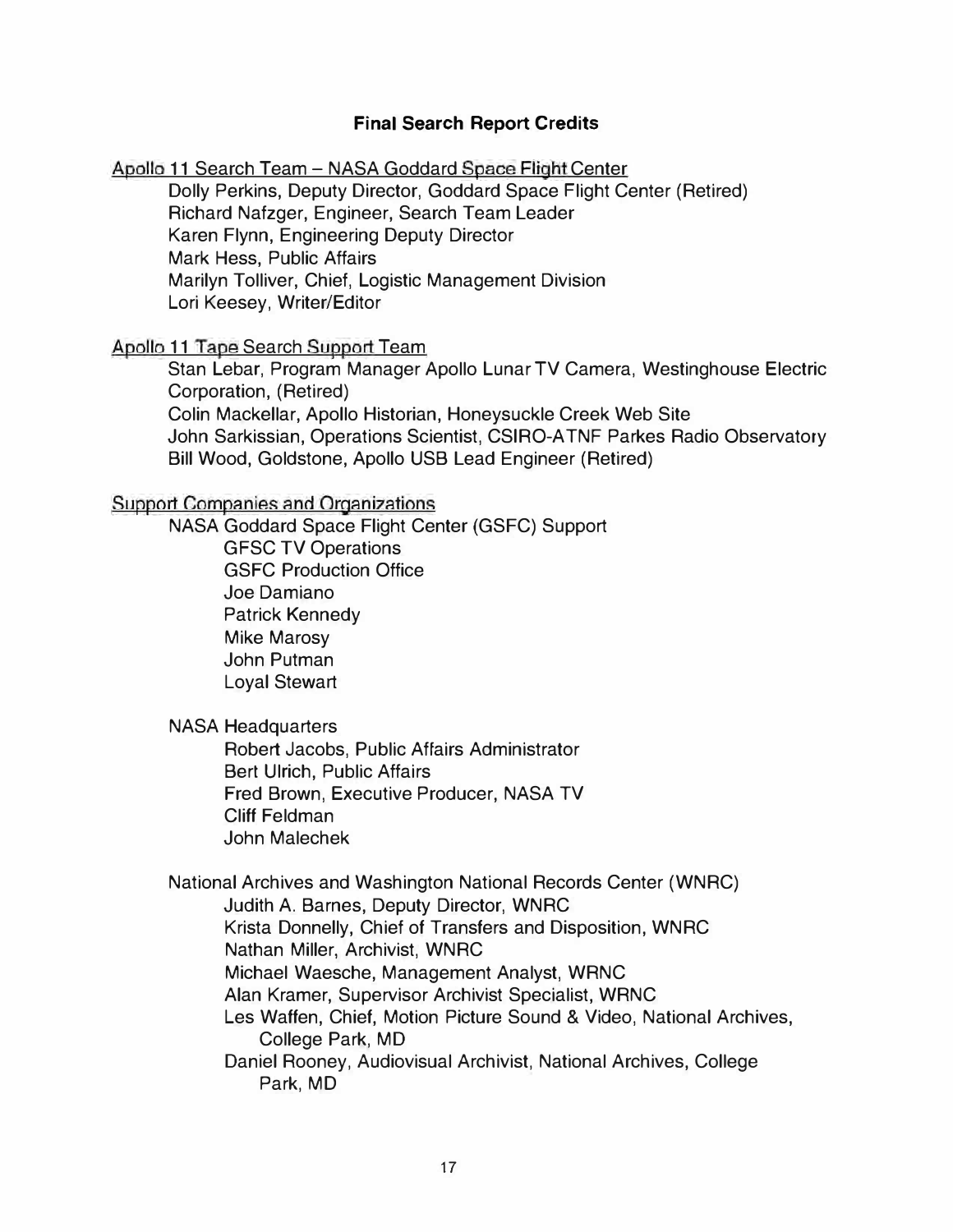## Final Search Report Credits

Apollo 11 Search Team – NASA Goddard Space Flight Center

- Dolly Perkins, Deputy Director, Goddard Space Flight Center (Retired)
- Richard Nafzger, Engineer, Search Team Leader
- Karen Flynn, Engineering Deputy Director
- Mark Hess, Public Affairs
- Marilyn Tolliver, Chief, Logistic Management Division
- Lori Keesey, Writer/Editor

Apollo 11 Tape Search Support Team

- Stan Lebar, Program Manager Apollo Lunar TV Camera, Westinghouse Electric Corporation, (Retired)
- Colin Mackellar, Apollo Historian, Honeysuckle Creek Web Site
- John Sarkissian, Operations Scientist, CSIRO-ATNF Parkes Radio Observatory
- Bill Wood, Goldstone, Apollo USB Lead Engineer (Retired)

Support Companies and Organizations

- NASA Goddard Space Flight Center (GSFC) Support
  - GFSC TV Operations
  - GSFC Production Office
  - Joe Damiano
  - Patrick Kennedy
  - Mike Marosy
  - John Putman
  - Loyal Stewart

- NASA Headquarters
  - Robert Jacobs, Public Affairs Administrator
  - Bert Ulrich, Public Affairs
  - Fred Brown, Executive Producer, NASA TV
  - Cliff Feldman
  - John Malechek

- National Archives and Washington National Records Center (WNRC)
  - Judith A. Barnes, Deputy Director, WNRC
  - Krista Donnelly, Chief of Transfers and Disposition, WNRC
  - Nathan Miller, Archivist, WNRC
  - Michael Waesche, Management Analyst, WRNC
  - Alan Kramer, Supervisor Archivist Specialist, WRNC
  - Les Waffen, Chief, Motion Picture Sound & Video, National Archives, College Park, MD
  - Daniel Rooney, Audiovisual Archivist, National Archives, College Park, MD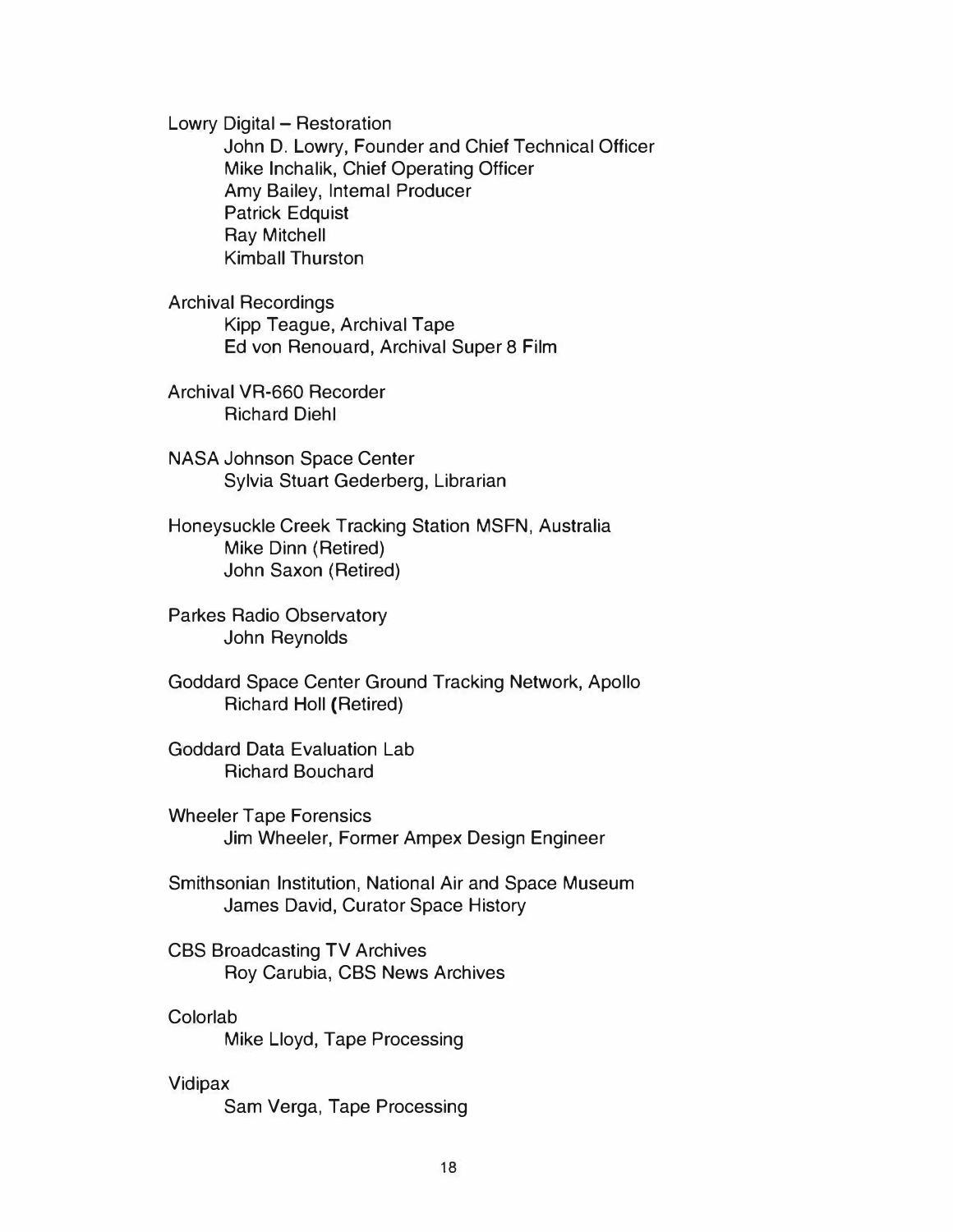Lowry Digital – Restoration

- John D. Lowry, Founder and Chief Technical Officer
- Mike Inchalik, Chief Operating Officer
- Amy Bailey, Intemal Producer
- Patrick Edquist
- Ray Mitchell
- Kimball Thurston

Archival Recordings

- Kipp Teague, Archival Tape
- Ed von Renouard, Archival Super 8 Film

Archival VR-660 Recorder

- Richard Diehl

NASA Johnson Space Center

- Sylvia Stuart Gederberg, Librarian

Honeysuckle Creek Tracking Station MSFN, Australia

- Mike Dinn (Retired)
- John Saxon (Retired)

Parkes Radio Observatory

- John Reynolds

Goddard Space Center Ground Tracking Network, Apollo

- Richard Holl (Retired)

Goddard Data Evaluation Lab

- Richard Bouchard

Wheeler Tape Forensics

- Jim Wheeler, Former Ampex Design Engineer

Smithsonian Institution, National Air and Space Museum

- James David, Curator Space History

CBS Broadcasting TV Archives

- Roy Carubia, CBS News Archives

Colorlab

- Mike Lloyd, Tape Processing

Vidipax

- Sam Verga, Tape Processing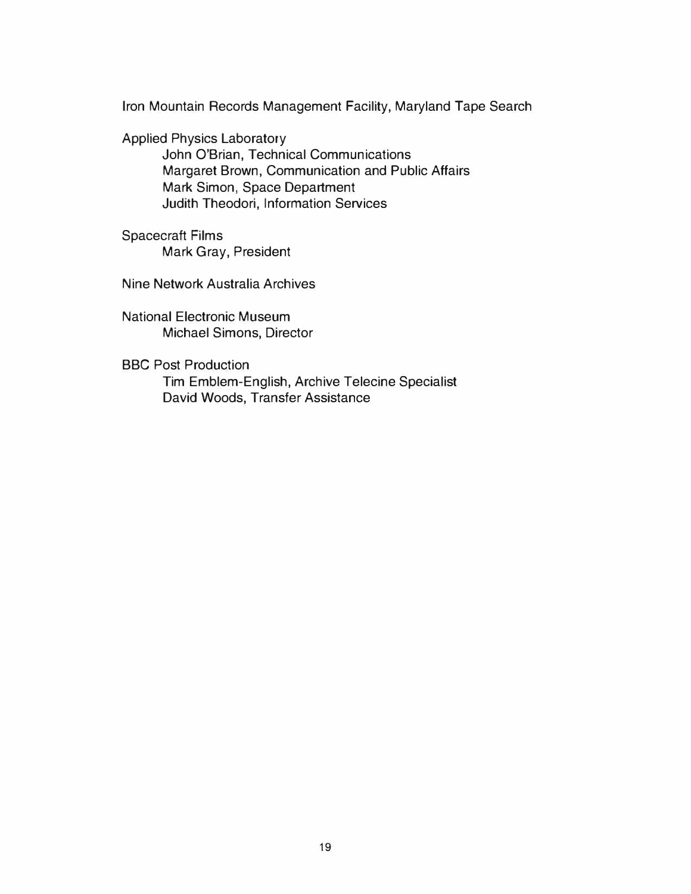Iron Mountain Records Management Facility, Maryland Tape Search

Applied Physics Laboratory
- John O'Brian, Technical Communications
- Margaret Brown, Communication and Public Affairs
- Mark Simon, Space Department
- Judith Theodori, Information Services

Spacecraft Films
- Mark Gray, President

Nine Network Australia Archives

National Electronic Museum
- Michael Simons, Director

BBC Post Production
- Tim Emblem-English, Archive Telecine Specialist
- David Woods, Transfer Assistance